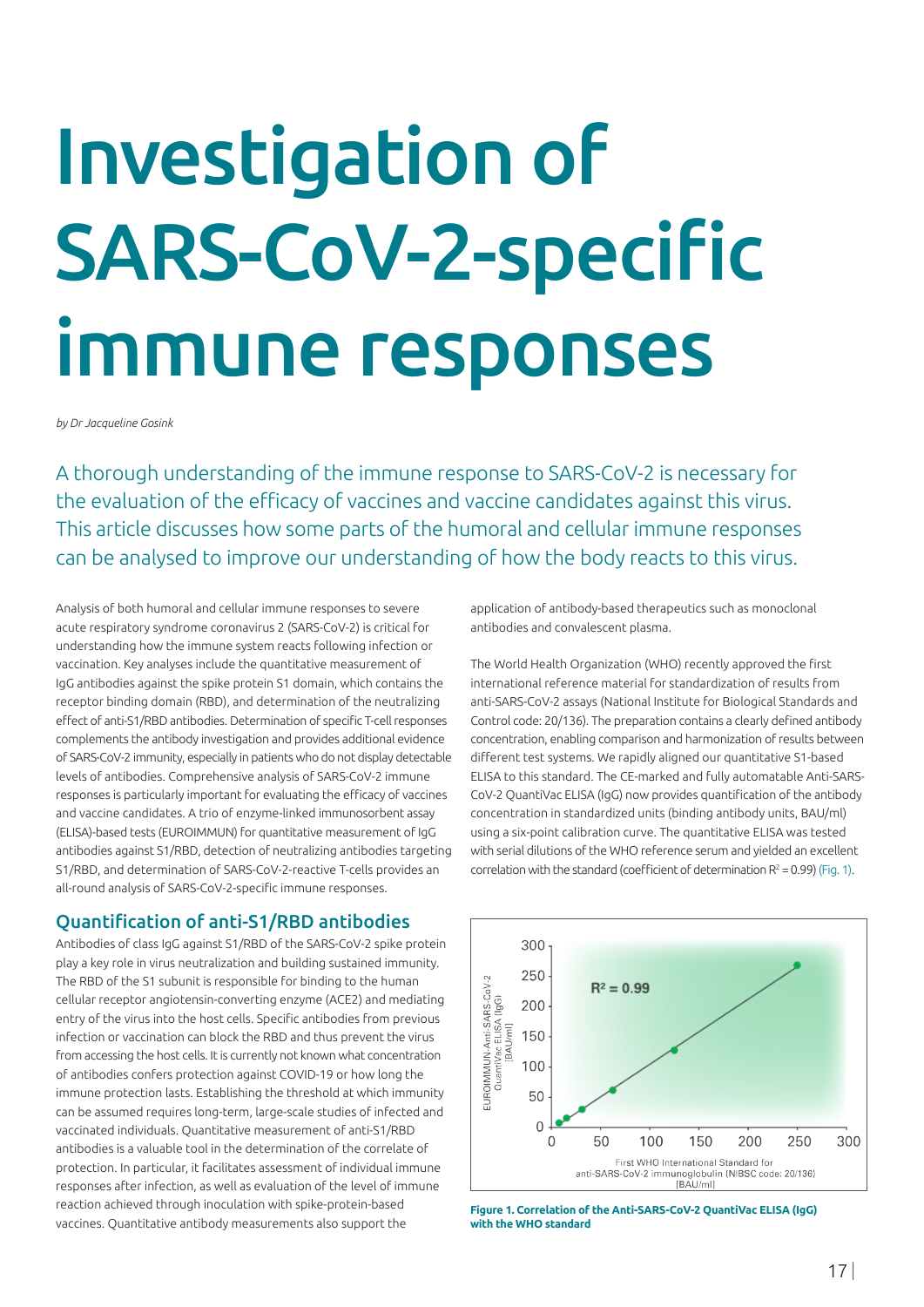# Investigation of SARS-CoV-2-specific immune responses

*by Dr Jacqueline Gosink*

A thorough understanding of the immune response to SARS-CoV-2 is necessary for the evaluation of the efficacy of vaccines and vaccine candidates against this virus. This article discusses how some parts of the humoral and cellular immune responses can be analysed to improve our understanding of how the body reacts to this virus.

Analysis of both humoral and cellular immune responses to severe acute respiratory syndrome coronavirus 2 (SARS-CoV-2) is critical for understanding how the immune system reacts following infection or vaccination. Key analyses include the quantitative measurement of IgG antibodies against the spike protein S1 domain, which contains the receptor binding domain (RBD), and determination of the neutralizing effect of anti-S1/RBD antibodies. Determination of specific T-cell responses complements the antibody investigation and provides additional evidence of SARS-CoV-2 immunity, especially in patients who do not display detectable levels of antibodies. Comprehensive analysis of SARS-CoV-2 immune responses is particularly important for evaluating the efficacy of vaccines and vaccine candidates. A trio of enzyme-linked immunosorbent assay (ELISA)-based tests (EUROIMMUN) for quantitative measurement of IgG antibodies against S1/RBD, detection of neutralizing antibodies targeting S1/RBD, and determination of SARS-CoV-2-reactive T-cells provides an all-round analysis of SARS-CoV-2-specific immune responses.

## Quantification of anti-S1/RBD antibodies

Antibodies of class IgG against S1/RBD of the SARS-CoV-2 spike protein play a key role in virus neutralization and building sustained immunity. The RBD of the S1 subunit is responsible for binding to the human cellular receptor angiotensin-converting enzyme (ACE2) and mediating entry of the virus into the host cells. Specific antibodies from previous infection or vaccination can block the RBD and thus prevent the virus from accessing the host cells. It is currently not known what concentration of antibodies confers protection against COVID-19 or how long the immune protection lasts. Establishing the threshold at which immunity can be assumed requires long-term, large-scale studies of infected and vaccinated individuals. Quantitative measurement of anti-S1/RBD antibodies is a valuable tool in the determination of the correlate of protection. In particular, it facilitates assessment of individual immune responses after infection, as well as evaluation of the level of immune reaction achieved through inoculation with spike-protein-based vaccines. Quantitative antibody measurements also support the application of antibody-based therapeutics such as monoclonal antibodies and convalescent plasma.

The World Health Organization (WHO) recently approved the first international reference material for standardization of results from anti-SARS-CoV-2 assays (National Institute for Biological Standards and Control code: 20/136). The preparation contains a clearly defined antibody concentration, enabling comparison and harmonization of results between different test systems. We rapidly aligned our quantitative S1-based ELISA to this standard. The CE-marked and fully automatable Anti-SARS-CoV-2 QuantiVac ELISA (IgG) now provides quantification of the antibody concentration in standardized units (binding antibody units, BAU/ml) using a six-point calibration curve. The quantitative ELISA was tested with serial dilutions of the WHO reference serum and yielded an excellent correlation with the standard (coefficient of determination $R^2 = 0.99$) (Fig. 1).

**Figure 1. Correlation of the Anti-SARS-CoV-2 QuantiVac ELISA (IgG) with the WHO standard**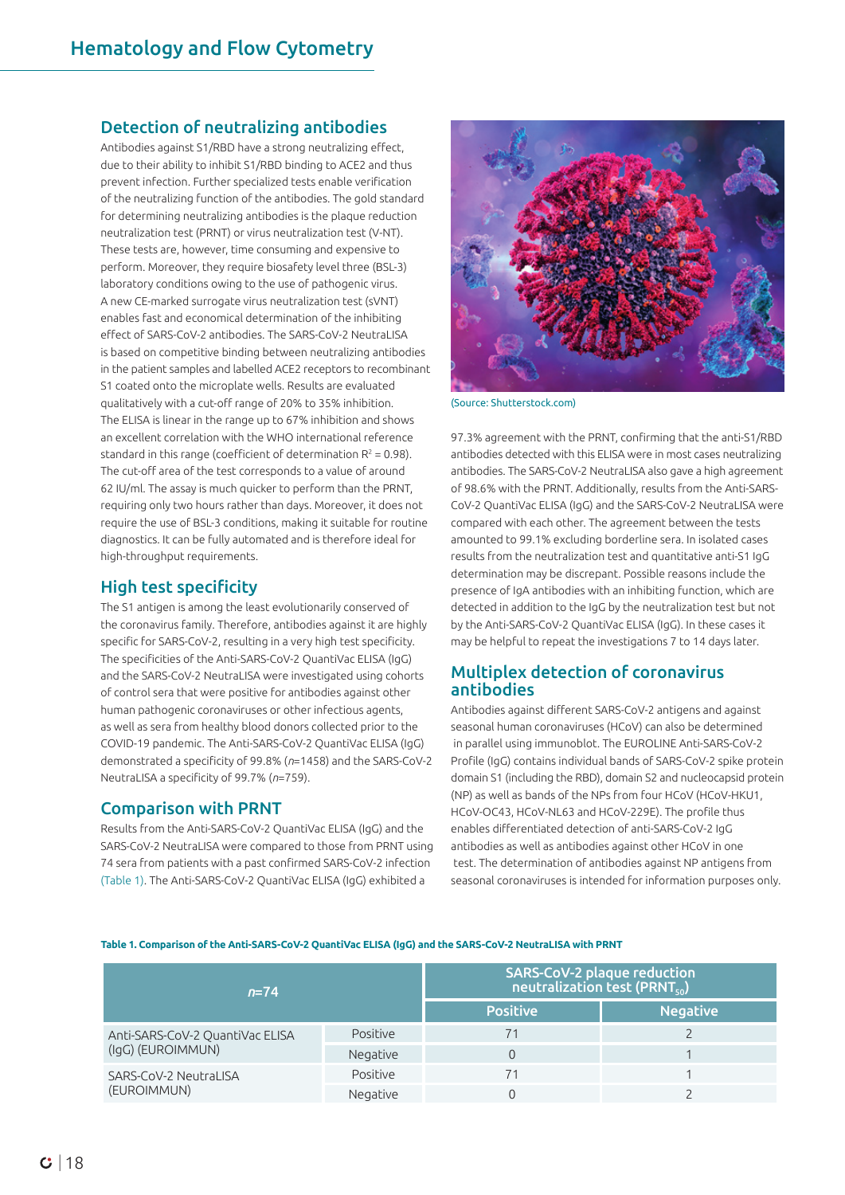## Detection of neutralizing antibodies

Antibodies against S1/RBD have a strong neutralizing effect, due to their ability to inhibit S1/RBD binding to ACE2 and thus prevent infection. Further specialized tests enable verification of the neutralizing function of the antibodies. The gold standard for determining neutralizing antibodies is the plaque reduction neutralization test (PRNT) or virus neutralization test (V-NT). These tests are, however, time consuming and expensive to perform. Moreover, they require biosafety level three (BSL-3) laboratory conditions owing to the use of pathogenic virus. A new CE-marked surrogate virus neutralization test (sVNT) enables fast and economical determination of the inhibiting effect of SARS-CoV-2 antibodies. The SARS-CoV-2 NeutraLISA is based on competitive binding between neutralizing antibodies in the patient samples and labelled ACE2 receptors to recombinant S1 coated onto the microplate wells. Results are evaluated qualitatively with a cut-off range of 20% to 35% inhibition. The ELISA is linear in the range up to 67% inhibition and shows an excellent correlation with the WHO international reference standard in this range (coefficient of determination $R^2 = 0.98$). The cut-off area of the test corresponds to a value of around 62 IU/ml. The assay is much quicker to perform than the PRNT, requiring only two hours rather than days. Moreover, it does not require the use of BSL-3 conditions, making it suitable for routine diagnostics. It can be fully automated and is therefore ideal for high-throughput requirements.

## High test specificity

The S1 antigen is among the least evolutionarily conserved of the coronavirus family. Therefore, antibodies against it are highly specific for SARS-CoV-2, resulting in a very high test specificity. The specificities of the Anti-SARS-CoV-2 QuantiVac ELISA (IgG) and the SARS-CoV-2 NeutraLISA were investigated using cohorts of control sera that were positive for antibodies against other human pathogenic coronaviruses or other infectious agents, as well as sera from healthy blood donors collected prior to the COVID-19 pandemic. The Anti-SARS-CoV-2 QuantiVac ELISA (IgG) demonstrated a specificity of 99.8% (*n*=1458) and the SARS-CoV-2 NeutraLISA a specificity of 99.7% (*n*=759).

## Comparison with PRNT

Results from the Anti-SARS-CoV-2 QuantiVac ELISA (IgG) and the SARS-CoV-2 NeutraLISA were compared to those from PRNT using 74 sera from patients with a past confirmed SARS-CoV-2 infection (Table 1). The Anti-SARS-CoV-2 QuantiVac ELISA (IgG) exhibited a 97.3% agreement with the PRNT, confirming that the anti-S1/RBD antibodies detected with this ELISA were in most cases neutralizing antibodies. The SARS-CoV-2 NeutraLISA also gave a high agreement of 98.6% with the PRNT. Additionally, results from the Anti-SARS-CoV-2 QuantiVac ELISA (IgG) and the SARS-CoV-2 NeutraLISA were compared with each other. The agreement between the tests amounted to 99.1% excluding borderline sera. In isolated cases results from the neutralization test and quantitative anti-S1 IgG determination may be discrepant. Possible reasons include the presence of IgA antibodies with an inhibiting function, which are detected in addition to the IgG by the neutralization test but not by the Anti-SARS-CoV-2 QuantiVac ELISA (IgG). In these cases it may be helpful to repeat the investigations 7 to 14 days later.

(Source: Shutterstock.com)

## Multiplex detection of coronavirus antibodies

Antibodies against different SARS-CoV-2 antigens and against seasonal human coronaviruses (HCoV) can also be determined in parallel using immunoblot. The EUROLINE Anti-SARS-CoV-2 Profile (IgG) contains individual bands of SARS-CoV-2 spike protein domain S1 (including the RBD), domain S2 and nucleocapsid protein (NP) as well as bands of the NPs from four HCoV (HCoV-HKU1, HCoV-OC43, HCoV-NL63 and HCoV-229E). The profile thus enables differentiated detection of anti-SARS-CoV-2 IgG antibodies as well as antibodies against other HCoV in one test. The determination of antibodies against NP antigens from seasonal coronaviruses is intended for information purposes only.

**Table 1. Comparison of the Anti-SARS-CoV-2 QuantiVac ELISA (IgG) and the SARS-CoV-2 NeutraLISA with PRNT**

| *n*=74 | | SARS-CoV-2 plaque reduction neutralization test ($PRNT_{50}$) | |
|---|---|---|---|
| | | Positive | Negative |
| Anti-SARS-CoV-2 QuantiVac ELISA (IgG) (EUROIMMUN) | Positive | 71 | 2 |
| | Negative | 0 | 1 |
| SARS-CoV-2 NeutraLISA (EUROIMMUN) | Positive | 71 | 1 |
| | Negative | 0 | 2 |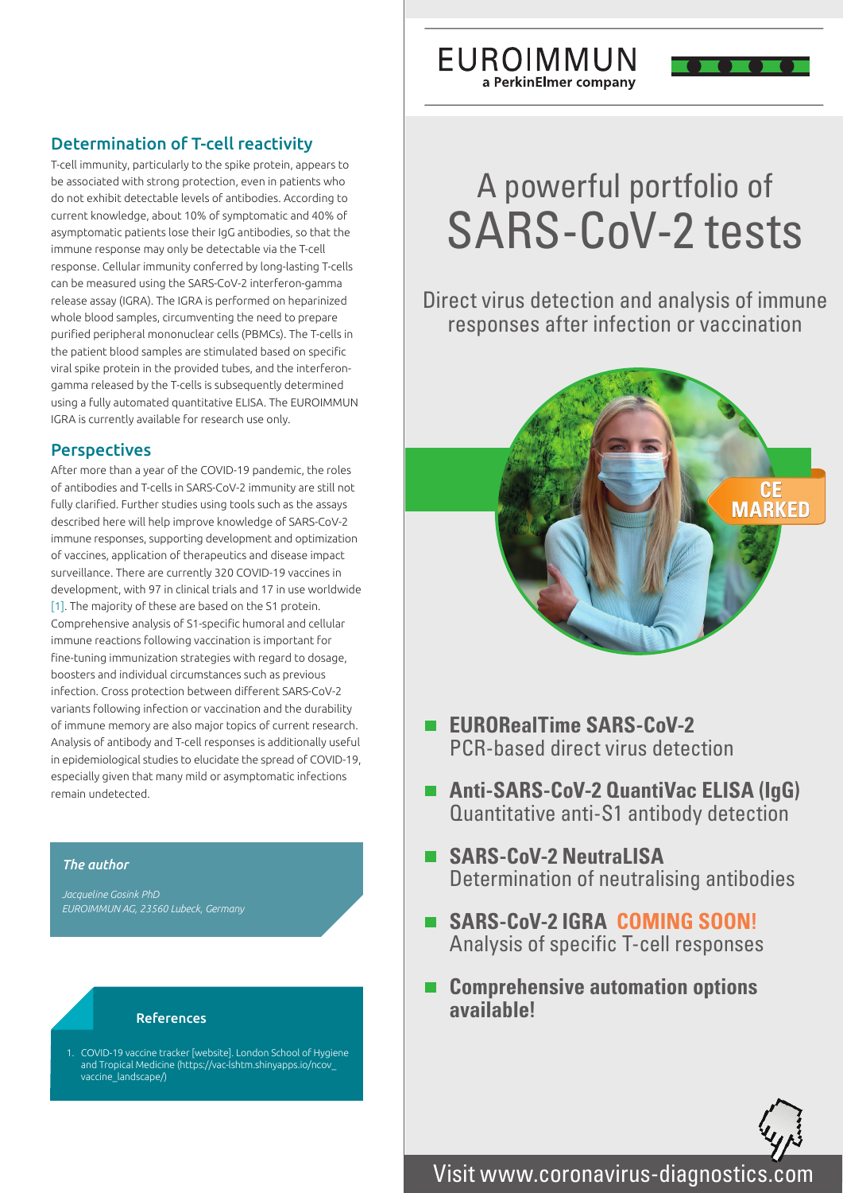## Determination of T-cell reactivity

T-cell immunity, particularly to the spike protein, appears to be associated with strong protection, even in patients who do not exhibit detectable levels of antibodies. According to current knowledge, about 10% of symptomatic and 40% of asymptomatic patients lose their IgG antibodies, so that the immune response may only be detectable via the T-cell response. Cellular immunity conferred by long-lasting T-cells can be measured using the SARS-CoV-2 interferon-gamma release assay (IGRA). The IGRA is performed on heparinized whole blood samples, circumventing the need to prepare purified peripheral mononuclear cells (PBMCs). The T-cells in the patient blood samples are stimulated based on specific viral spike protein in the provided tubes, and the interferon-gamma released by the T-cells is subsequently determined using a fully automated quantitative ELISA. The EUROIMMUN IGRA is currently available for research use only.

## Perspectives

After more than a year of the COVID-19 pandemic, the roles of antibodies and T-cells in SARS-CoV-2 immunity are still not fully clarified. Further studies using tools such as the assays described here will help improve knowledge of SARS-CoV-2 immune responses, supporting development and optimization of vaccines, application of therapeutics and disease impact surveillance. There are currently 320 COVID-19 vaccines in development, with 97 in clinical trials and 17 in use worldwide [1]. The majority of these are based on the S1 protein. Comprehensive analysis of S1-specific humoral and cellular immune reactions following vaccination is important for fine-tuning immunization strategies with regard to dosage, boosters and individual circumstances such as previous infection. Cross protection between different SARS-CoV-2 variants following infection or vaccination and the durability of immune memory are also major topics of current research. Analysis of antibody and T-cell responses is additionally useful in epidemiological studies to elucidate the spread of COVID-19, especially given that many mild or asymptomatic infections remain undetected.

***The author***

*Jacqueline Gosink PhD*
*EUROIMMUN AG, 23560 Lubeck, Germany*

**References**

1. COVID-19 vaccine tracker [website]. London School of Hygiene and Tropical Medicine (https://vac-lshtm.shinyapps.io/ncov_vaccine_landscape/)

EUROIMMUN
a PerkinElmer company

# A powerful portfolio of SARS-CoV-2 tests

Direct virus detection and analysis of immune responses after infection or vaccination

CE MARKED

- **EURORealTime SARS-CoV-2**
  PCR-based direct virus detection
- **Anti-SARS-CoV-2 QuantiVac ELISA (IgG)**
  Quantitative anti-S1 antibody detection
- **SARS-CoV-2 NeutraLISA**
  Determination of neutralising antibodies
- **SARS-CoV-2 IGRA COMING SOON!**
  Analysis of specific T-cell responses
- **Comprehensive automation options available!**

Visit www.coronavirus-diagnostics.com